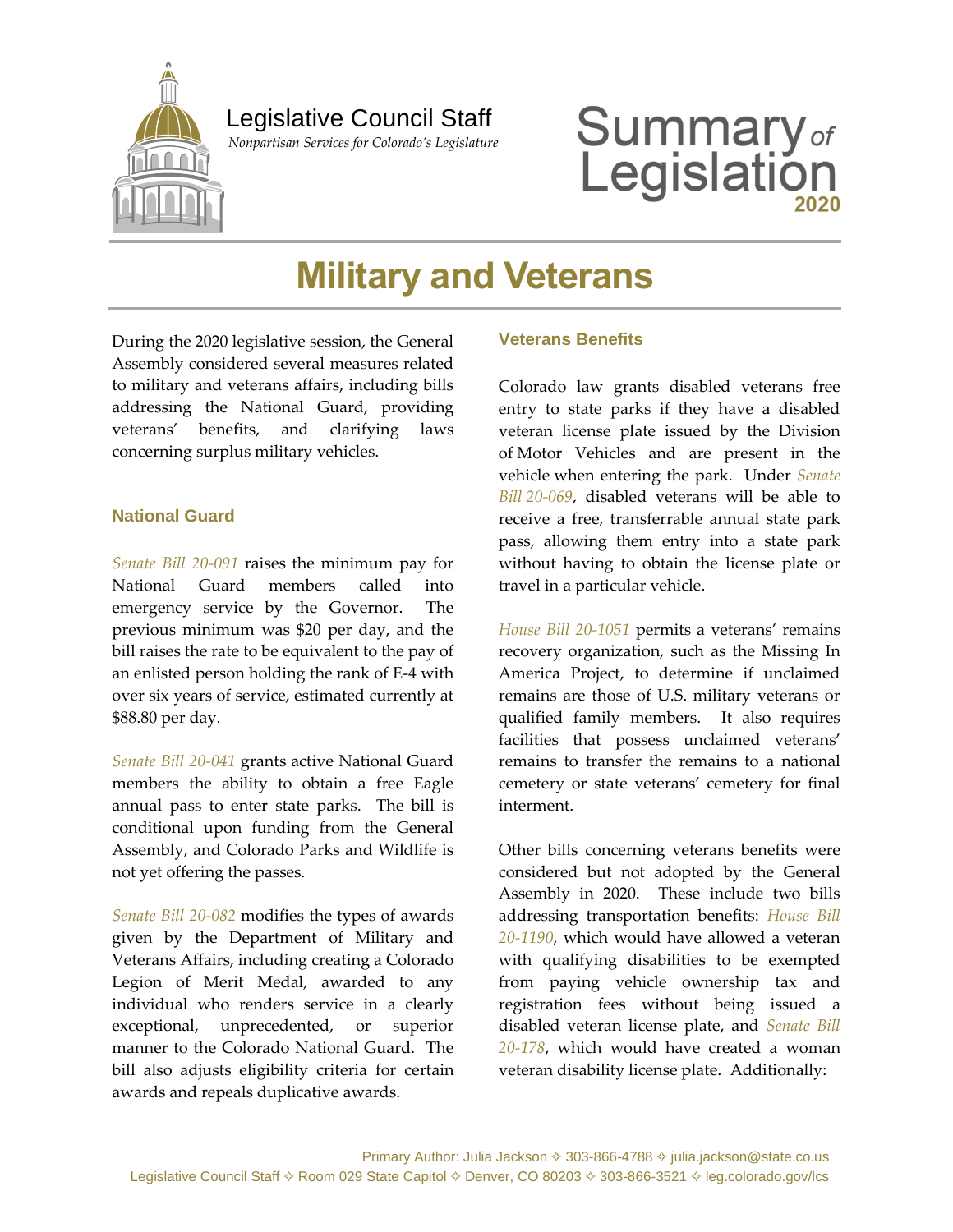Legislative Council Staff

*Nonpartisan Services for Colorado's Legislature*

# Summary of Legislation 2020

# Military and Veterans

During the 2020 legislative session, the General Assembly considered several measures related to military and veterans affairs, including bills addressing the National Guard, providing veterans' benefits, and clarifying laws concerning surplus military vehicles.

## National Guard

*Senate Bill 20-091* raises the minimum pay for National Guard members called into emergency service by the Governor. The previous minimum was $20 per day, and the bill raises the rate to be equivalent to the pay of an enlisted person holding the rank of E-4 with over six years of service, estimated currently at $88.80 per day.

*Senate Bill 20-041* grants active National Guard members the ability to obtain a free Eagle annual pass to enter state parks. The bill is conditional upon funding from the General Assembly, and Colorado Parks and Wildlife is not yet offering the passes.

*Senate Bill 20-082* modifies the types of awards given by the Department of Military and Veterans Affairs, including creating a Colorado Legion of Merit Medal, awarded to any individual who renders service in a clearly exceptional, unprecedented, or superior manner to the Colorado National Guard. The bill also adjusts eligibility criteria for certain awards and repeals duplicative awards.

## Veterans Benefits

Colorado law grants disabled veterans free entry to state parks if they have a disabled veteran license plate issued by the Division of Motor Vehicles and are present in the vehicle when entering the park. Under *Senate Bill 20-069*, disabled veterans will be able to receive a free, transferrable annual state park pass, allowing them entry into a state park without having to obtain the license plate or travel in a particular vehicle.

*House Bill 20-1051* permits a veterans' remains recovery organization, such as the Missing In America Project, to determine if unclaimed remains are those of U.S. military veterans or qualified family members. It also requires facilities that possess unclaimed veterans' remains to transfer the remains to a national cemetery or state veterans' cemetery for final interment.

Other bills concerning veterans benefits were considered but not adopted by the General Assembly in 2020. These include two bills addressing transportation benefits: *House Bill 20-1190*, which would have allowed a veteran with qualifying disabilities to be exempted from paying vehicle ownership tax and registration fees without being issued a disabled veteran license plate, and *Senate Bill 20-178*, which would have created a woman veteran disability license plate. Additionally:

Primary Author: Julia Jackson ✧ 303-866-4788 ✧ julia.jackson@state.co.us
Legislative Council Staff ✧ Room 029 State Capitol ✧ Denver, CO 80203 ✧ 303-866-3521 ✧ leg.colorado.gov/lcs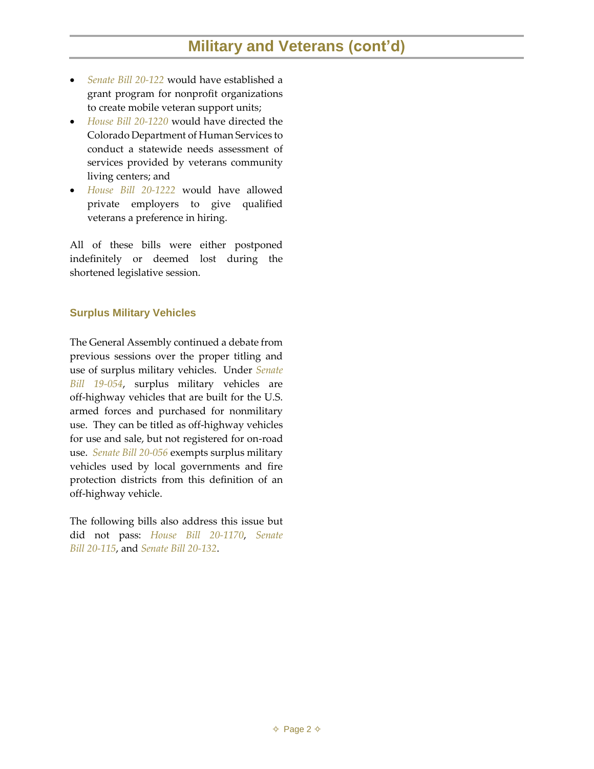## Military and Veterans (cont'd)

- *Senate Bill 20-122* would have established a grant program for nonprofit organizations to create mobile veteran support units;
- *House Bill 20-1220* would have directed the Colorado Department of Human Services to conduct a statewide needs assessment of services provided by veterans community living centers; and
- *House Bill 20-1222* would have allowed private employers to give qualified veterans a preference in hiring.

All of these bills were either postponed indefinitely or deemed lost during the shortened legislative session.

### Surplus Military Vehicles

The General Assembly continued a debate from previous sessions over the proper titling and use of surplus military vehicles. Under *Senate Bill 19-054*, surplus military vehicles are off-highway vehicles that are built for the U.S. armed forces and purchased for nonmilitary use. They can be titled as off-highway vehicles for use and sale, but not registered for on-road use. *Senate Bill 20-056* exempts surplus military vehicles used by local governments and fire protection districts from this definition of an off-highway vehicle.

The following bills also address this issue but did not pass: *House Bill 20-1170*, *Senate Bill 20-115*, and *Senate Bill 20-132*.